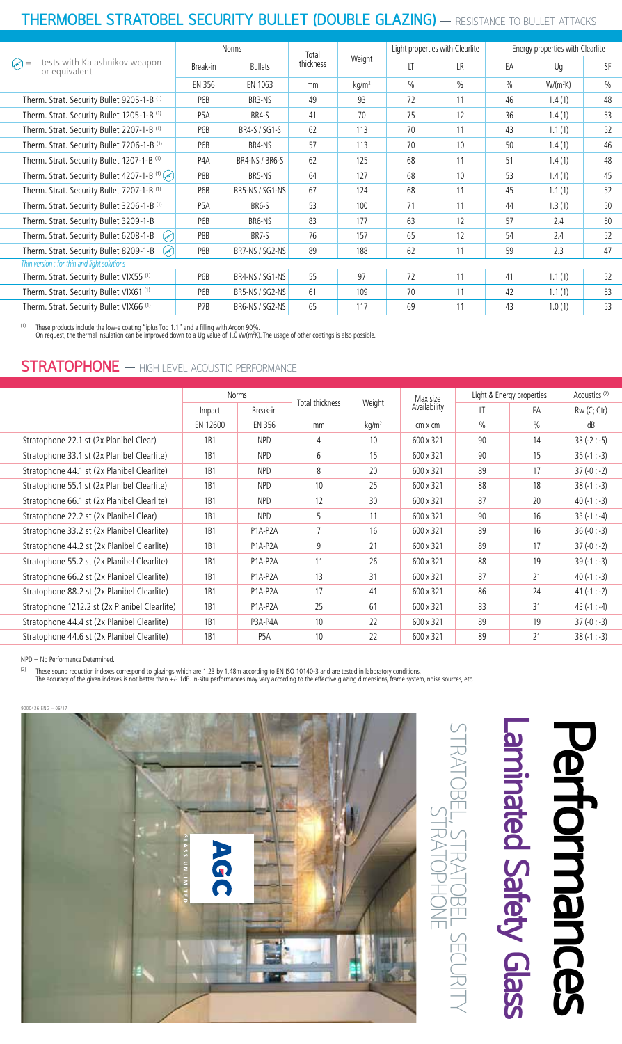## THERMOBEL STRATOBEL SECURITY BULLET (DOUBLE GLAZING) — RESISTANCE TO BULLET ATTACKS

| (icon) = tests with Kalashnikov weapon or equivalent | Norms | | Total thickness | Weight | Light properties with Clearlite | | Energy properties with Clearlite | | |
|---|---|---|---|---|---|---|---|---|---|
| | Break-in | Bullets | | | LT | LR | EA | Ug | SF |
| | EN 356 | EN 1063 | mm | kg/m² | % | % | % | W/(m²K) | % |
| Therm. Strat. Security Bullet 9205-1-B [1] | P6B | BR3-NS | 49 | 93 | 72 | 11 | 46 | 1.4 (1) | 48 |
| Therm. Strat. Security Bullet 1205-1-B [1] | P5A | BR4-S | 41 | 70 | 75 | 12 | 36 | 1.4 (1) | 53 |
| Therm. Strat. Security Bullet 2207-1-B [1] | P6B | BR4-S / SG1-S | 62 | 113 | 70 | 11 | 43 | 1.1 (1) | 52 |
| Therm. Strat. Security Bullet 7206-1-B [1] | P6B | BR4-NS | 57 | 113 | 70 | 10 | 50 | 1.4 (1) | 46 |
| Therm. Strat. Security Bullet 1207-1-B [1] | P4A | BR4-NS / BR6-S | 62 | 125 | 68 | 11 | 51 | 1.4 (1) | 48 |
| Therm. Strat. Security Bullet 4207-1-B [1] (icon) | P8B | BR5-NS | 64 | 127 | 68 | 10 | 53 | 1.4 (1) | 45 |
| Therm. Strat. Security Bullet 7207-1-B [1] | P6B | BR5-NS / SG1-NS | 67 | 124 | 68 | 11 | 45 | 1.1 (1) | 52 |
| Therm. Strat. Security Bullet 3206-1-B [1] | P5A | BR6-S | 53 | 100 | 71 | 11 | 44 | 1.3 (1) | 50 |
| Therm. Strat. Security Bullet 3209-1-B | P6B | BR6-NS | 83 | 177 | 63 | 12 | 57 | 2.4 | 50 |
| Therm. Strat. Security Bullet 6208-1-B (icon) | P8B | BR7-S | 76 | 157 | 65 | 12 | 54 | 2.4 | 52 |
| Therm. Strat. Security Bullet 8209-1-B (icon) | P8B | BR7-NS / SG2-NS | 89 | 188 | 62 | 11 | 59 | 2.3 | 47 |
| *Thin version : for thin and light solutions* | | | | | | | | | |
| Therm. Strat. Security Bullet VIX55 [1] | P6B | BR4-NS / SG1-NS | 55 | 97 | 72 | 11 | 41 | 1.1 (1) | 52 |
| Therm. Strat. Security Bullet VIX61 [1] | P6B | BR5-NS / SG2-NS | 61 | 109 | 70 | 11 | 42 | 1.1 (1) | 53 |
| Therm. Strat. Security Bullet VIX66 [1] | P7B | BR6-NS / SG2-NS | 65 | 117 | 69 | 11 | 43 | 1.0 (1) | 53 |

[1] These products include the low-e coating "iplus Top 1.1" and a filling with Argon 90%.
On request, the thermal insulation can be improved down to a Ug value of 1.0 W/(m²K). The usage of other coatings is also possible.

## STRATOPHONE — HIGH LEVEL ACOUSTIC PERFORMANCE

| | Norms | | Total thickness | Weight | Max size Availability | Light & Energy properties | | Acoustics [2] |
|---|---|---|---|---|---|---|---|---|
| | Impact | Break-in | | | | LT | EA | Rw (C; Ctr) |
| | EN 12600 | EN 356 | mm | kg/m² | cm x cm | % | % | dB |
| Stratophone 22.1 st (2x Planibel Clear) | 1B1 | NPD | 4 | 10 | 600 x 321 | 90 | 14 | 33 (-2 ; -5) |
| Stratophone 33.1 st (2x Planibel Clearlite) | 1B1 | NPD | 6 | 15 | 600 x 321 | 90 | 15 | 35 (-1 ; -3) |
| Stratophone 44.1 st (2x Planibel Clearlite) | 1B1 | NPD | 8 | 20 | 600 x 321 | 89 | 17 | 37 (-0 ; -2) |
| Stratophone 55.1 st (2x Planibel Clearlite) | 1B1 | NPD | 10 | 25 | 600 x 321 | 88 | 18 | 38 (-1 ; -3) |
| Stratophone 66.1 st (2x Planibel Clearlite) | 1B1 | NPD | 12 | 30 | 600 x 321 | 87 | 20 | 40 (-1 ; -3) |
| Stratophone 22.2 st (2x Planibel Clear) | 1B1 | NPD | 5 | 11 | 600 x 321 | 90 | 16 | 33 (-1 ; -4) |
| Stratophone 33.2 st (2x Planibel Clearlite) | 1B1 | P1A-P2A | 7 | 16 | 600 x 321 | 89 | 16 | 36 (-0 ; -3) |
| Stratophone 44.2 st (2x Planibel Clearlite) | 1B1 | P1A-P2A | 9 | 21 | 600 x 321 | 89 | 17 | 37 (-0 ; -2) |
| Stratophone 55.2 st (2x Planibel Clearlite) | 1B1 | P1A-P2A | 11 | 26 | 600 x 321 | 88 | 19 | 39 (-1 ; -3) |
| Stratophone 66.2 st (2x Planibel Clearlite) | 1B1 | P1A-P2A | 13 | 31 | 600 x 321 | 87 | 21 | 40 (-1 ; -3) |
| Stratophone 88.2 st (2x Planibel Clearlite) | 1B1 | P1A-P2A | 17 | 41 | 600 x 321 | 86 | 24 | 41 (-1 ; -3) |
| Stratophone 1212.2 st (2x Planibel Clearlite) | 1B1 | P1A-P2A | 25 | 61 | 600 x 321 | 83 | 31 | 43 (-1 ; -4) |
| Stratophone 44.4 st (2x Planibel Clearlite) | 1B1 | P3A-P4A | 10 | 22 | 600 x 321 | 89 | 19 | 37 (-0 ; -3) |
| Stratophone 44.6 st (2x Planibel Clearlite) | 1B1 | P5A | 10 | 22 | 600 x 321 | 89 | 21 | 38 (-1 ; -3) |

NPD = No Performance Determined.

[2] These sound reduction indexes correspond to glazings which are 1,23 by 1,48m according to EN ISO 10140-3 and are tested in laboratory conditions.
The accuracy of the given indexes is not better than +/- 1dB. In-situ performances may vary according to the effective glazing dimensions, frame system, noise sources, etc.

9000436 ENG – 06/17

# Performances

## Laminated Safety Glass

STRATOBEL, STRATOBEL SECURITY
STRATOPHONE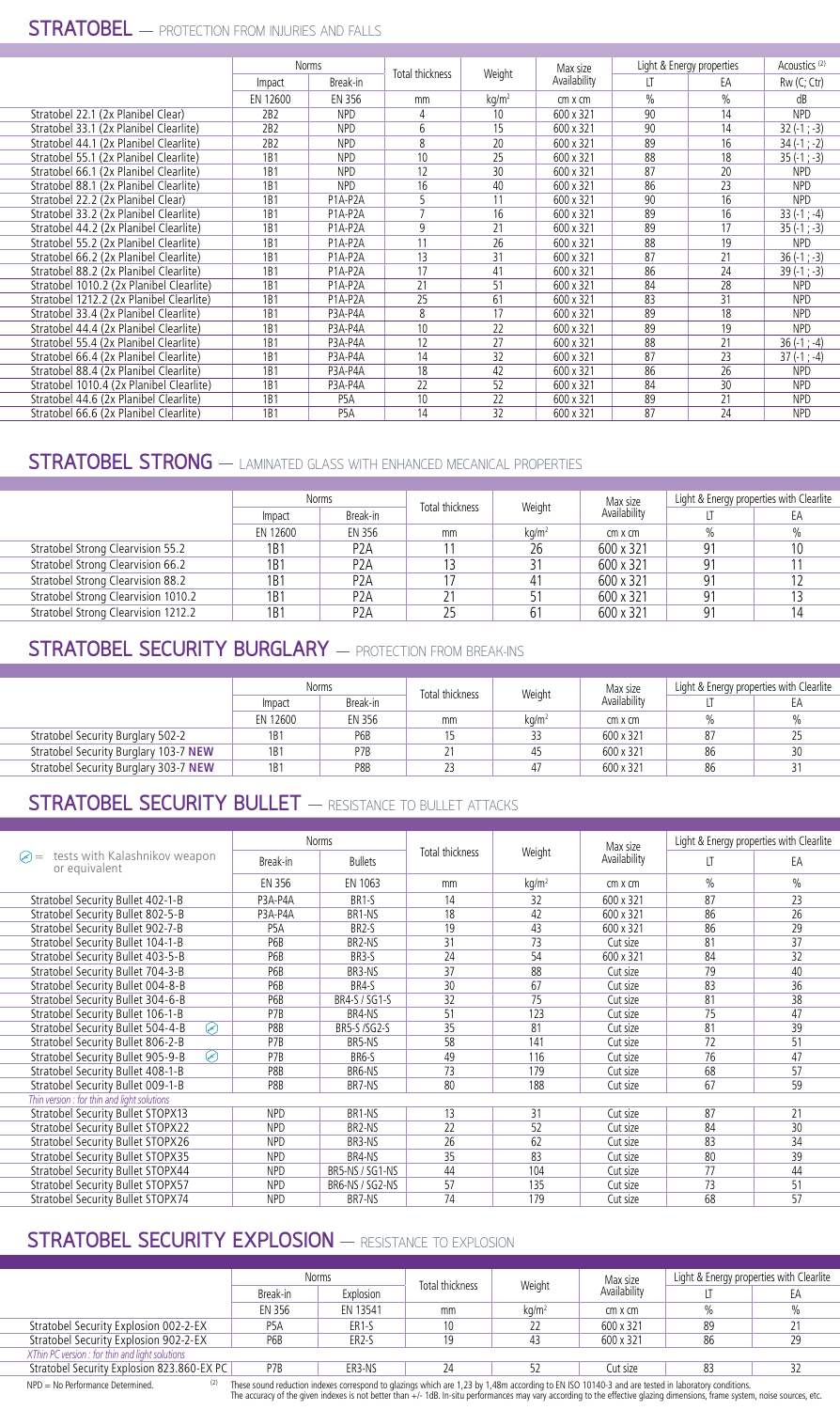## STRATOBEL — PROTECTION FROM INJURIES AND FALLS

| | Norms | | Total thickness | Weight | Max size Availability | Light & Energy properties | | Acoustics [(2)] |
|---|---|---|---|---|---|---|---|---|
| | Impact | Break-in | | | | LT | EA | Rw (C; Ctr) |
| | EN 12600 | EN 356 | mm | kg/m² | cm x cm | % | % | dB |
| Stratobel 22.1 (2x Planibel Clear) | 2B2 | NPD | 4 | 10 | 600 x 321 | 90 | 14 | NPD |
| Stratobel 33.1 (2x Planibel Clearlite) | 2B2 | NPD | 6 | 15 | 600 x 321 | 90 | 14 | 32 (-1 ; -3) |
| Stratobel 44.1 (2x Planibel Clearlite) | 2B2 | NPD | 8 | 20 | 600 x 321 | 89 | 16 | 34 (-1 ; -2) |
| Stratobel 55.1 (2x Planibel Clearlite) | 1B1 | NPD | 10 | 25 | 600 x 321 | 88 | 18 | 35 (-1 ; -3) |
| Stratobel 66.1 (2x Planibel Clearlite) | 1B1 | NPD | 12 | 30 | 600 x 321 | 87 | 20 | NPD |
| Stratobel 88.1 (2x Planibel Clearlite) | 1B1 | NPD | 16 | 40 | 600 x 321 | 86 | 23 | NPD |
| Stratobel 22.2 (2x Planibel Clear) | 1B1 | P1A-P2A | 5 | 11 | 600 x 321 | 90 | 16 | NPD |
| Stratobel 33.2 (2x Planibel Clearlite) | 1B1 | P1A-P2A | 7 | 16 | 600 x 321 | 89 | 16 | 33 (-1 ; -4) |
| Stratobel 44.2 (2x Planibel Clearlite) | 1B1 | P1A-P2A | 9 | 21 | 600 x 321 | 89 | 17 | 35 (-1 ; -3) |
| Stratobel 55.2 (2x Planibel Clearlite) | 1B1 | P1A-P2A | 11 | 26 | 600 x 321 | 88 | 19 | NPD |
| Stratobel 66.2 (2x Planibel Clearlite) | 1B1 | P1A-P2A | 13 | 31 | 600 x 321 | 87 | 21 | 36 (-1 ; -3) |
| Stratobel 88.2 (2x Planibel Clearlite) | 1B1 | P1A-P2A | 17 | 41 | 600 x 321 | 86 | 24 | 39 (-1 ; -3) |
| Stratobel 1010.2 (2x Planibel Clearlite) | 1B1 | P1A-P2A | 21 | 51 | 600 x 321 | 84 | 28 | NPD |
| Stratobel 1212.2 (2x Planibel Clearlite) | 1B1 | P1A-P2A | 25 | 61 | 600 x 321 | 83 | 31 | NPD |
| Stratobel 33.4 (2x Planibel Clearlite) | 1B1 | P3A-P4A | 8 | 17 | 600 x 321 | 89 | 18 | NPD |
| Stratobel 44.4 (2x Planibel Clearlite) | 1B1 | P3A-P4A | 10 | 22 | 600 x 321 | 89 | 19 | NPD |
| Stratobel 55.4 (2x Planibel Clearlite) | 1B1 | P3A-P4A | 12 | 27 | 600 x 321 | 88 | 21 | 36 (-1 ; -4) |
| Stratobel 66.4 (2x Planibel Clearlite) | 1B1 | P3A-P4A | 14 | 32 | 600 x 321 | 87 | 23 | 37 (-1 ; -4) |
| Stratobel 88.4 (2x Planibel Clearlite) | 1B1 | P3A-P4A | 18 | 42 | 600 x 321 | 86 | 26 | NPD |
| Stratobel 1010.4 (2x Planibel Clearlite) | 1B1 | P3A-P4A | 22 | 52 | 600 x 321 | 84 | 30 | NPD |
| Stratobel 44.6 (2x Planibel Clearlite) | 1B1 | P5A | 10 | 22 | 600 x 321 | 89 | 21 | NPD |
| Stratobel 66.6 (2x Planibel Clearlite) | 1B1 | P5A | 14 | 32 | 600 x 321 | 87 | 24 | NPD |

## STRATOBEL STRONG — LAMINATED GLASS WITH ENHANCED MECANICAL PROPERTIES

| | Norms | | Total thickness | Weight | Max size Availability | Light & Energy properties with Clearlite | |
|---|---|---|---|---|---|---|---|
| | Impact | Break-in | | | | LT | EA |
| | EN 12600 | EN 356 | mm | kg/m² | cm x cm | % | % |
| Stratobel Strong Clearvision 55.2 | 1B1 | P2A | 11 | 26 | 600 x 321 | 91 | 10 |
| Stratobel Strong Clearvision 66.2 | 1B1 | P2A | 13 | 31 | 600 x 321 | 91 | 11 |
| Stratobel Strong Clearvision 88.2 | 1B1 | P2A | 17 | 41 | 600 x 321 | 91 | 12 |
| Stratobel Strong Clearvision 1010.2 | 1B1 | P2A | 21 | 51 | 600 x 321 | 91 | 13 |
| Stratobel Strong Clearvision 1212.2 | 1B1 | P2A | 25 | 61 | 600 x 321 | 91 | 14 |

## STRATOBEL SECURITY BURGLARY — PROTECTION FROM BREAK-INS

| | Norms | | Total thickness | Weight | Max size Availability | Light & Energy properties with Clearlite | |
|---|---|---|---|---|---|---|---|
| | Impact | Break-in | | | | LT | EA |
| | EN 12600 | EN 356 | mm | kg/m² | cm x cm | % | % |
| Stratobel Security Burglary 502-2 | 1B1 | P6B | 15 | 33 | 600 x 321 | 87 | 25 |
| Stratobel Security Burglary 103-7 **NEW** | 1B1 | P7B | 21 | 45 | 600 x 321 | 86 | 30 |
| Stratobel Security Burglary 303-7 **NEW** | 1B1 | P8B | 23 | 47 | 600 x 321 | 86 | 31 |

## STRATOBEL SECURITY BULLET — RESISTANCE TO BULLET ATTACKS

| ⊘ = tests with Kalashnikov weapon or equivalent | Norms | | Total thickness | Weight | Max size Availability | Light & Energy properties with Clearlite | |
|---|---|---|---|---|---|---|---|
| | Break-in | Bullets | | | | LT | EA |
| | EN 356 | EN 1063 | mm | kg/m² | cm x cm | % | % |
| Stratobel Security Bullet 402-1-B | P3A-P4A | BR1-S | 14 | 32 | 600 x 321 | 87 | 23 |
| Stratobel Security Bullet 802-5-B | P3A-P4A | BR1-NS | 18 | 42 | 600 x 321 | 86 | 26 |
| Stratobel Security Bullet 902-7-B | P5A | BR2-S | 19 | 43 | 600 x 321 | 86 | 29 |
| Stratobel Security Bullet 104-1-B | P6B | BR2-NS | 31 | 73 | Cut size | 81 | 37 |
| Stratobel Security Bullet 403-5-B | P6B | BR3-S | 24 | 54 | 600 x 321 | 84 | 32 |
| Stratobel Security Bullet 704-3-B | P6B | BR3-NS | 37 | 88 | Cut size | 79 | 40 |
| Stratobel Security Bullet 004-8-B | P6B | BR4-S | 30 | 67 | Cut size | 83 | 36 |
| Stratobel Security Bullet 304-6-B | P6B | BR4-S / SG1-S | 32 | 75 | Cut size | 81 | 38 |
| Stratobel Security Bullet 106-1-B | P7B | BR4-NS | 51 | 123 | Cut size | 75 | 47 |
| Stratobel Security Bullet 504-4-B ⊘ | P8B | BR5-S /SG2-S | 35 | 81 | Cut size | 81 | 39 |
| Stratobel Security Bullet 806-2-B | P7B | BR5-NS | 58 | 141 | Cut size | 72 | 51 |
| Stratobel Security Bullet 905-9-B ⊘ | P7B | BR6-S | 49 | 116 | Cut size | 76 | 47 |
| Stratobel Security Bullet 408-1-B | P8B | BR6-NS | 73 | 179 | Cut size | 68 | 57 |
| Stratobel Security Bullet 009-1-B | P8B | BR7-NS | 80 | 188 | Cut size | 67 | 59 |
| *Thin version : for thin and light solutions* | | | | | | | |
| Stratobel Security Bullet STOPX13 | NPD | BR1-NS | 13 | 31 | Cut size | 87 | 21 |
| Stratobel Security Bullet STOPX22 | NPD | BR2-NS | 22 | 52 | Cut size | 84 | 30 |
| Stratobel Security Bullet STOPX26 | NPD | BR3-NS | 26 | 62 | Cut size | 83 | 34 |
| Stratobel Security Bullet STOPX35 | NPD | BR4-NS | 35 | 83 | Cut size | 80 | 39 |
| Stratobel Security Bullet STOPX44 | NPD | BR5-NS / SG1-NS | 44 | 104 | Cut size | 77 | 44 |
| Stratobel Security Bullet STOPX57 | NPD | BR6-NS / SG2-NS | 57 | 135 | Cut size | 73 | 51 |
| Stratobel Security Bullet STOPX74 | NPD | BR7-NS | 74 | 179 | Cut size | 68 | 57 |

## STRATOBEL SECURITY EXPLOSION — RESISTANCE TO EXPLOSION

| | Norms | | Total thickness | Weight | Max size Availability | Light & Energy properties with Clearlite | |
|---|---|---|---|---|---|---|---|
| | Break-in | Explosion | | | | LT | EA |
| | EN 356 | EN 13541 | mm | kg/m² | cm x cm | % | % |
| Stratobel Security Explosion 002-2-EX | P5A | ER1-S | 10 | 22 | 600 x 321 | 89 | 21 |
| Stratobel Security Explosion 902-2-EX | P6B | ER2-S | 19 | 43 | 600 x 321 | 86 | 29 |
| *XThin PC version : for thin and light solutions* | | | | | | | |
| Stratobel Security Explosion 823.860-EX PC | P7B | ER3-NS | 24 | 52 | Cut size | 83 | 32 |

NPD = No Performance Determined.

(2) These sound reduction indexes correspond to glazings which are 1,23 by 1,48m according to EN ISO 10140-3 and are tested in laboratory conditions. The accuracy of the given indexes is not better than +/- 1dB. In-situ performances may vary according to the effective glazing dimensions, frame system, noise sources, etc.